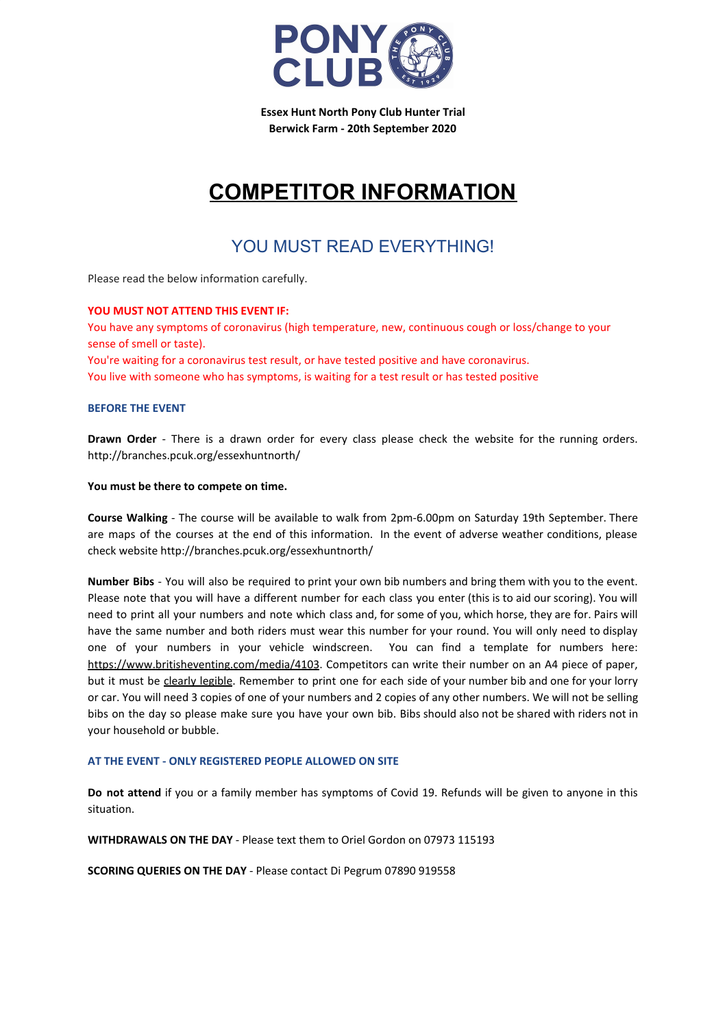**Essex Hunt North Pony Club Hunter Trial**
**Berwick Farm - 20th September 2020**

# COMPETITOR INFORMATION

## YOU MUST READ EVERYTHING!

Please read the below information carefully.

**YOU MUST NOT ATTEND THIS EVENT IF:**
You have any symptoms of coronavirus (high temperature, new, continuous cough or loss/change to your sense of smell or taste).
You're waiting for a coronavirus test result, or have tested positive and have coronavirus.
You live with someone who has symptoms, is waiting for a test result or has tested positive

### BEFORE THE EVENT

**Drawn Order** - There is a drawn order for every class please check the website for the running orders. http://branches.pcuk.org/essexhuntnorth/

**You must be there to compete on time.**

**Course Walking** - The course will be available to walk from 2pm-6.00pm on Saturday 19th September. There are maps of the courses at the end of this information. In the event of adverse weather conditions, please check website http://branches.pcuk.org/essexhuntnorth/

**Number Bibs** - You will also be required to print your own bib numbers and bring them with you to the event. Please note that you will have a different number for each class you enter (this is to aid our scoring). You will need to print all your numbers and note which class and, for some of you, which horse, they are for. Pairs will have the same number and both riders must wear this number for your round. You will only need to display one of your numbers in your vehicle windscreen. You can find a template for numbers here: https://www.britisheventing.com/media/4103. Competitors can write their number on an A4 piece of paper, but it must be clearly legible. Remember to print one for each side of your number bib and one for your lorry or car. You will need 3 copies of one of your numbers and 2 copies of any other numbers. We will not be selling bibs on the day so please make sure you have your own bib. Bibs should also not be shared with riders not in your household or bubble.

### AT THE EVENT - ONLY REGISTERED PEOPLE ALLOWED ON SITE

**Do not attend** if you or a family member has symptoms of Covid 19. Refunds will be given to anyone in this situation.

**WITHDRAWALS ON THE DAY** - Please text them to Oriel Gordon on 07973 115193

**SCORING QUERIES ON THE DAY** - Please contact Di Pegrum 07890 919558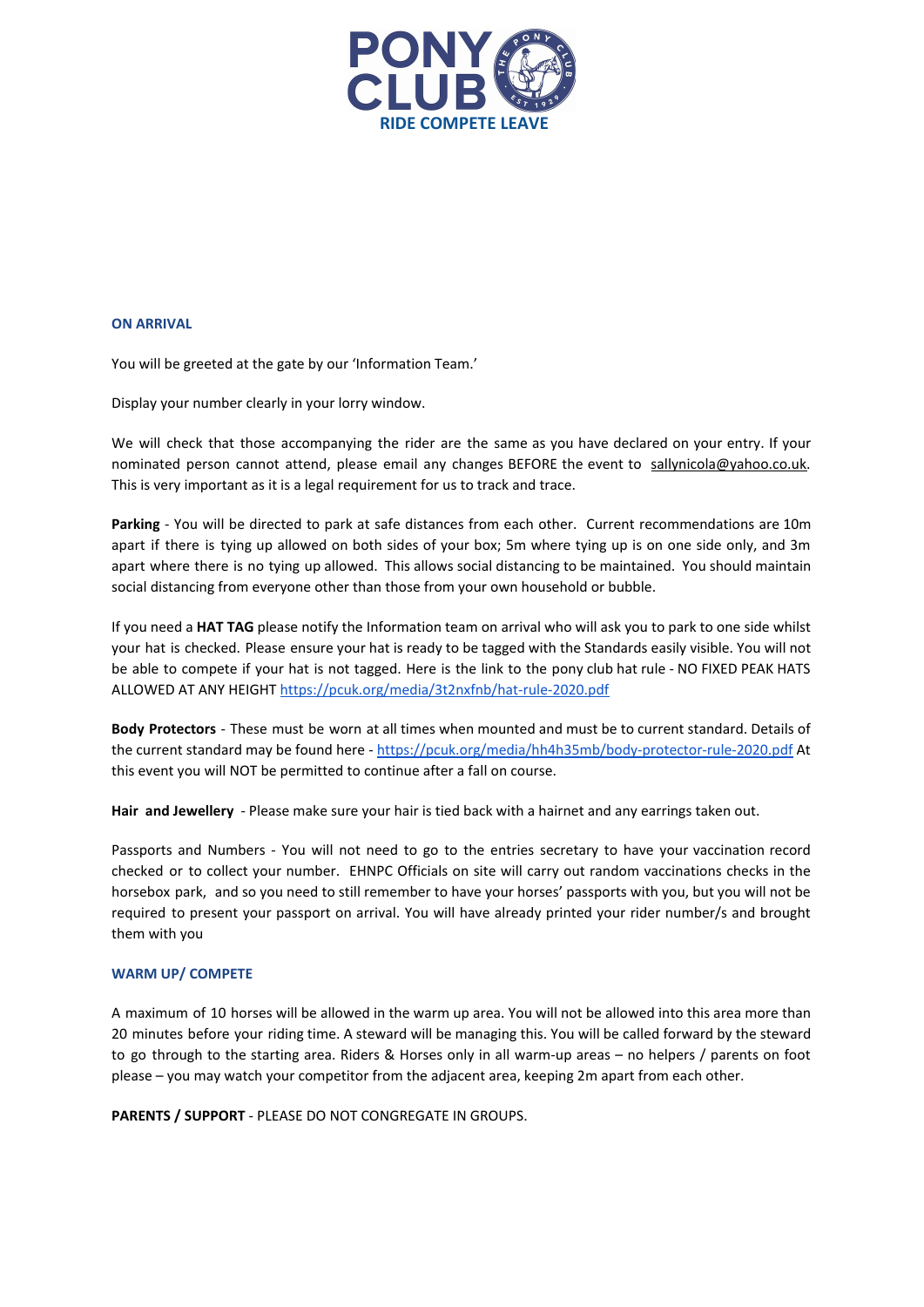## ON ARRIVAL

You will be greeted at the gate by our 'Information Team.'

Display your number clearly in your lorry window.

We will check that those accompanying the rider are the same as you have declared on your entry. If your nominated person cannot attend, please email any changes BEFORE the event to sallynicola@yahoo.co.uk. This is very important as it is a legal requirement for us to track and trace.

**Parking** - You will be directed to park at safe distances from each other. Current recommendations are 10m apart if there is tying up allowed on both sides of your box; 5m where tying up is on one side only, and 3m apart where there is no tying up allowed. This allows social distancing to be maintained. You should maintain social distancing from everyone other than those from your own household or bubble.

If you need a **HAT TAG** please notify the Information team on arrival who will ask you to park to one side whilst your hat is checked. Please ensure your hat is ready to be tagged with the Standards easily visible. You will not be able to compete if your hat is not tagged. Here is the link to the pony club hat rule - NO FIXED PEAK HATS ALLOWED AT ANY HEIGHT https://pcuk.org/media/3t2nxfnb/hat-rule-2020.pdf

**Body Protectors** - These must be worn at all times when mounted and must be to current standard. Details of the current standard may be found here - https://pcuk.org/media/hh4h35mb/body-protector-rule-2020.pdf At this event you will NOT be permitted to continue after a fall on course.

**Hair and Jewellery** - Please make sure your hair is tied back with a hairnet and any earrings taken out.

Passports and Numbers - You will not need to go to the entries secretary to have your vaccination record checked or to collect your number. EHNPC Officials on site will carry out random vaccinations checks in the horsebox park, and so you need to still remember to have your horses' passports with you, but you will not be required to present your passport on arrival. You will have already printed your rider number/s and brought them with you

## WARM UP/ COMPETE

A maximum of 10 horses will be allowed in the warm up area. You will not be allowed into this area more than 20 minutes before your riding time. A steward will be managing this. You will be called forward by the steward to go through to the starting area. Riders & Horses only in all warm-up areas – no helpers / parents on foot please – you may watch your competitor from the adjacent area, keeping 2m apart from each other.

**PARENTS / SUPPORT** - PLEASE DO NOT CONGREGATE IN GROUPS.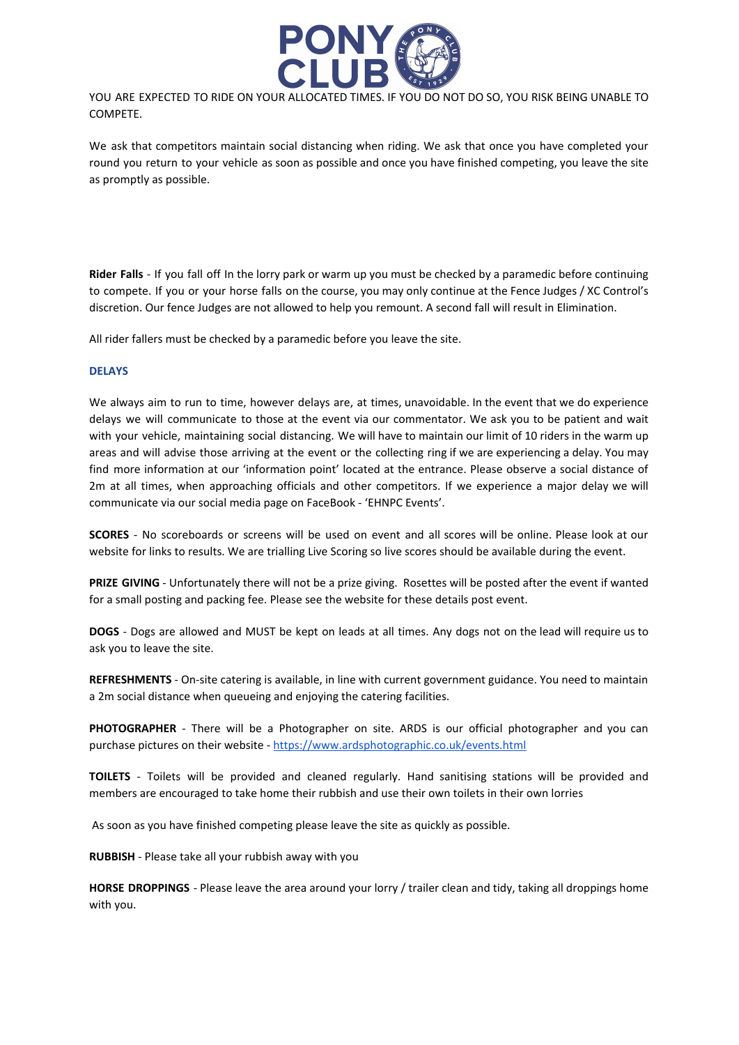YOU ARE EXPECTED TO RIDE ON YOUR ALLOCATED TIMES. IF YOU DO NOT DO SO, YOU RISK BEING UNABLE TO COMPETE.

We ask that competitors maintain social distancing when riding. We ask that once you have completed your round you return to your vehicle as soon as possible and once you have finished competing, you leave the site as promptly as possible.

**Rider Falls** - If you fall off In the lorry park or warm up you must be checked by a paramedic before continuing to compete. If you or your horse falls on the course, you may only continue at the Fence Judges / XC Control's discretion. Our fence Judges are not allowed to help you remount. A second fall will result in Elimination.

All rider fallers must be checked by a paramedic before you leave the site.

**DELAYS**

We always aim to run to time, however delays are, at times, unavoidable. In the event that we do experience delays we will communicate to those at the event via our commentator. We ask you to be patient and wait with your vehicle, maintaining social distancing. We will have to maintain our limit of 10 riders in the warm up areas and will advise those arriving at the event or the collecting ring if we are experiencing a delay. You may find more information at our 'information point' located at the entrance. Please observe a social distance of 2m at all times, when approaching officials and other competitors. If we experience a major delay we will communicate via our social media page on FaceBook - 'EHNPC Events'.

**SCORES** - No scoreboards or screens will be used on event and all scores will be online. Please look at our website for links to results. We are trialling Live Scoring so live scores should be available during the event.

**PRIZE GIVING** - Unfortunately there will not be a prize giving. Rosettes will be posted after the event if wanted for a small posting and packing fee. Please see the website for these details post event.

**DOGS** - Dogs are allowed and MUST be kept on leads at all times. Any dogs not on the lead will require us to ask you to leave the site.

**REFRESHMENTS** - On-site catering is available, in line with current government guidance. You need to maintain a 2m social distance when queueing and enjoying the catering facilities.

**PHOTOGRAPHER** - There will be a Photographer on site. ARDS is our official photographer and you can purchase pictures on their website - https://www.ardsphotographic.co.uk/events.html

**TOILETS** - Toilets will be provided and cleaned regularly. Hand sanitising stations will be provided and members are encouraged to take home their rubbish and use their own toilets in their own lorries

As soon as you have finished competing please leave the site as quickly as possible.

**RUBBISH** - Please take all your rubbish away with you

**HORSE DROPPINGS** - Please leave the area around your lorry / trailer clean and tidy, taking all droppings home with you.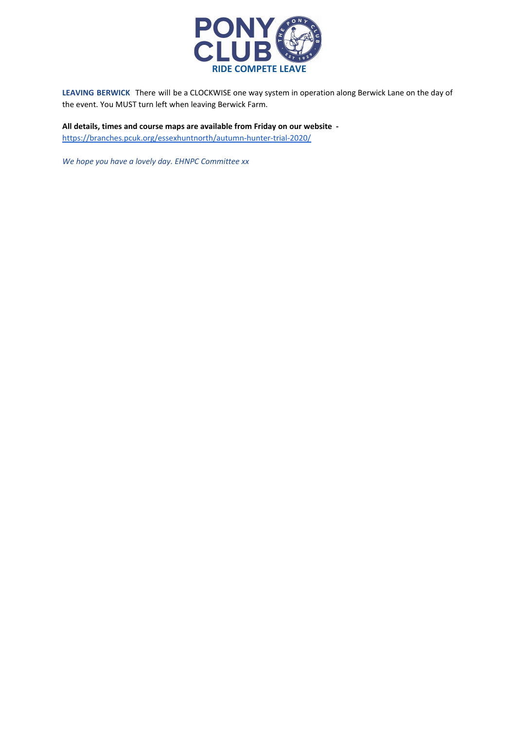**LEAVING BERWICK** There will be a CLOCKWISE one way system in operation along Berwick Lane on the day of the event. You MUST turn left when leaving Berwick Farm.

**All details, times and course maps are available from Friday on our website -**
https://branches.pcuk.org/essexhuntnorth/autumn-hunter-trial-2020/

*We hope you have a lovely day. EHNPC Committee xx*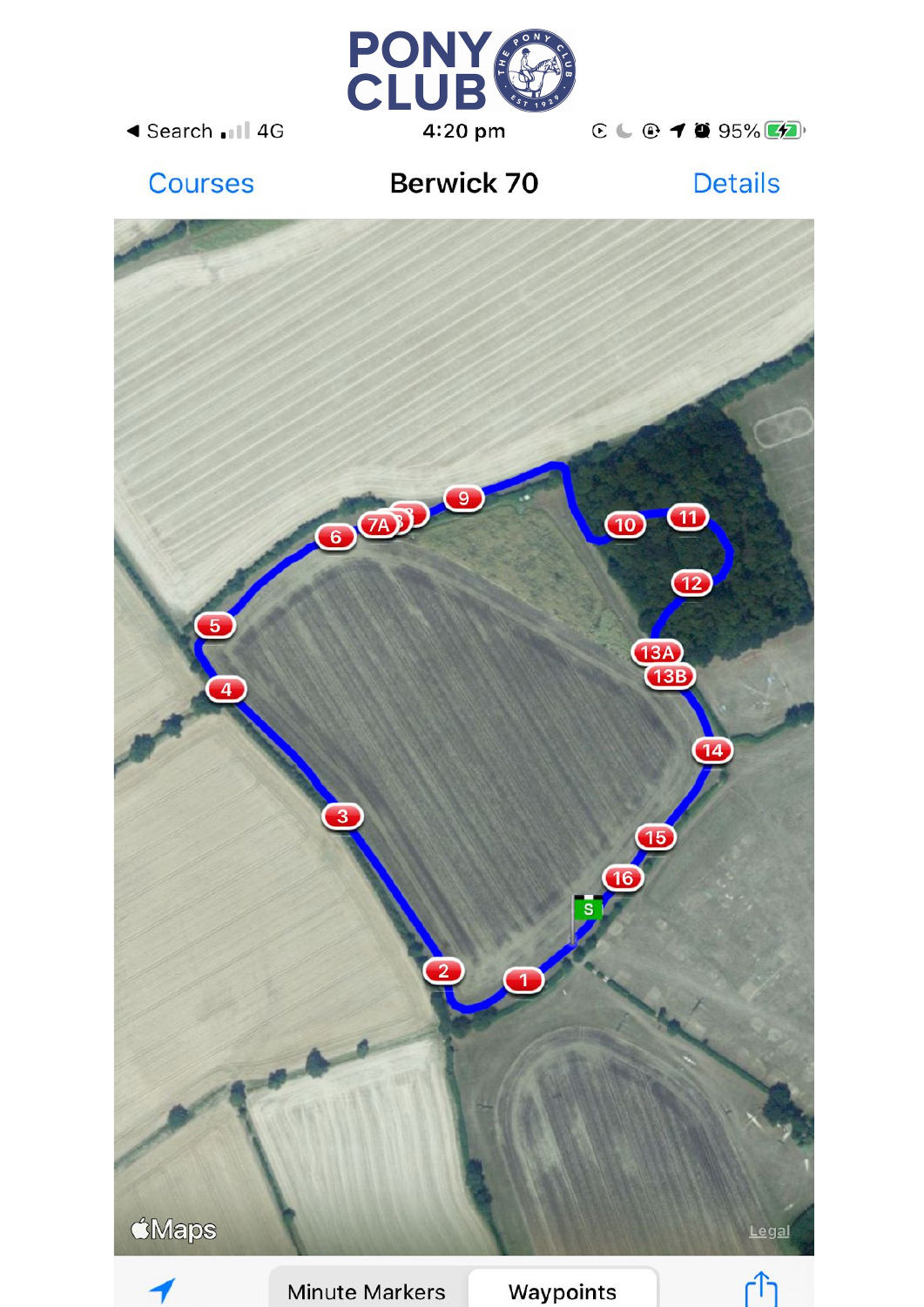# PONY CLUB

Courses | Berwick 70 | Details

Minute Markers | Waypoints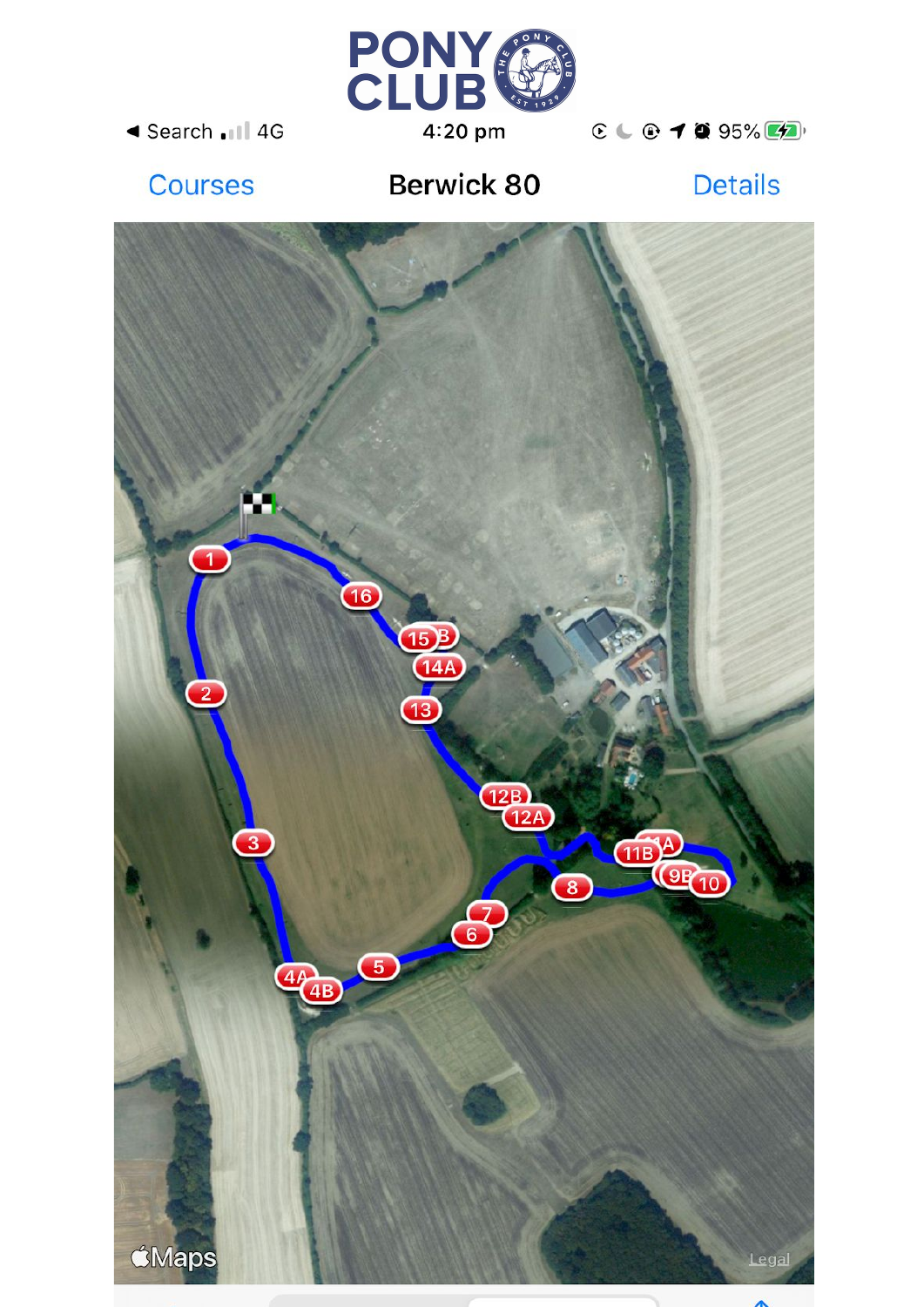# PONY CLUB

Courses | Berwick 80 | Details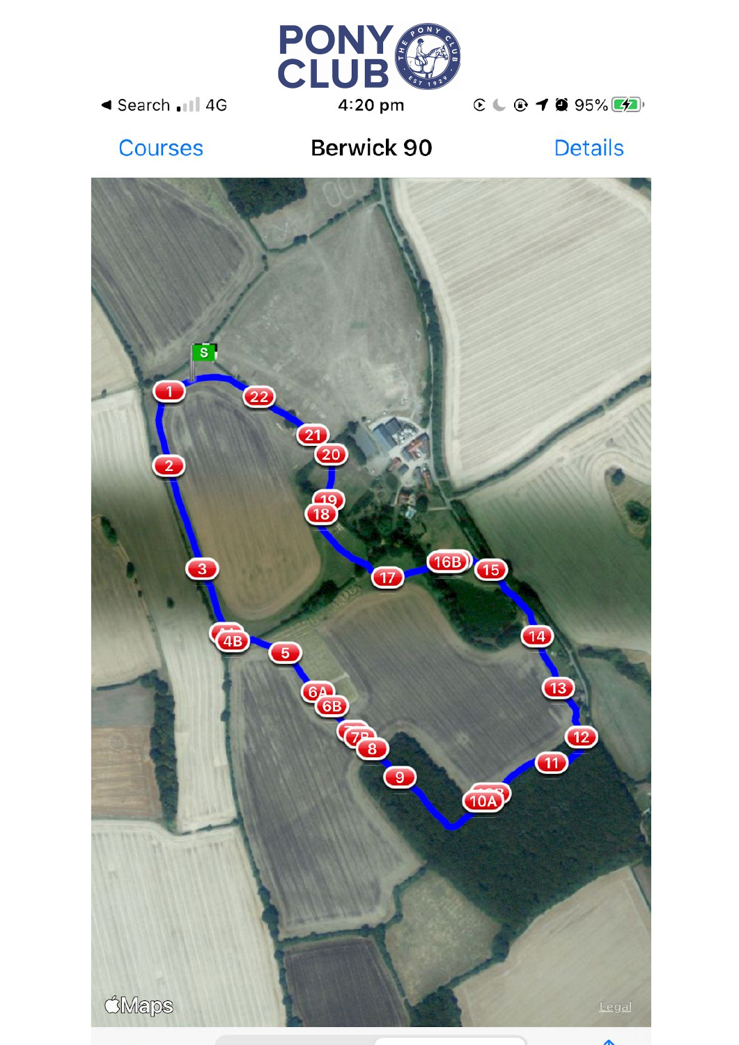# PONY CLUB

Search 4G 4:20 pm 95%

Courses **Berwick 90** Details

S

1

2

3

4B

5

6A

6B

7B

8

9

10A

11

12

13

14

15

16B

17

18

19

20

21

22

Maps

Legal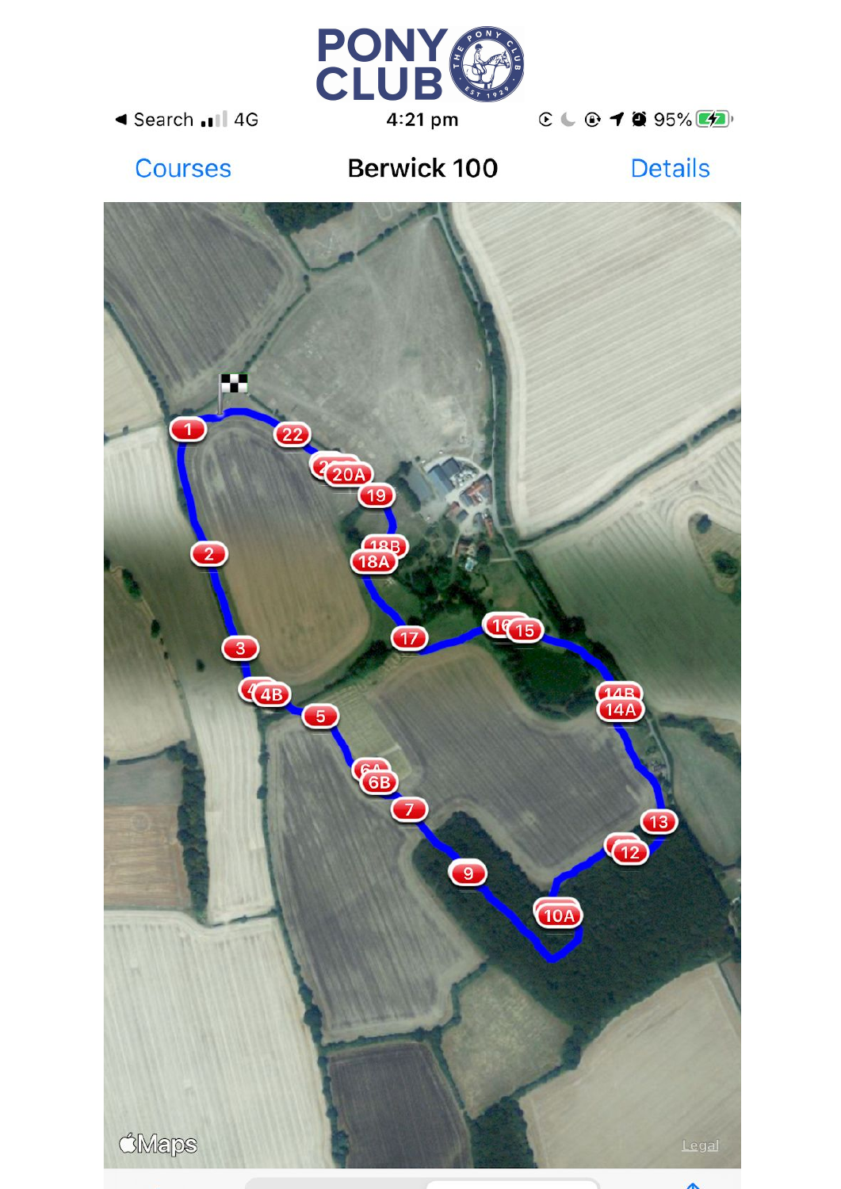PONY CLUB

Search 4G 4:21 pm 95%

Courses Berwick 100 Details

1
22
20A
19
18B
18A
2
17
16
15
3
4B
14B
14A
5
6A
6B
7
13
12
9
10A

Maps
Legal